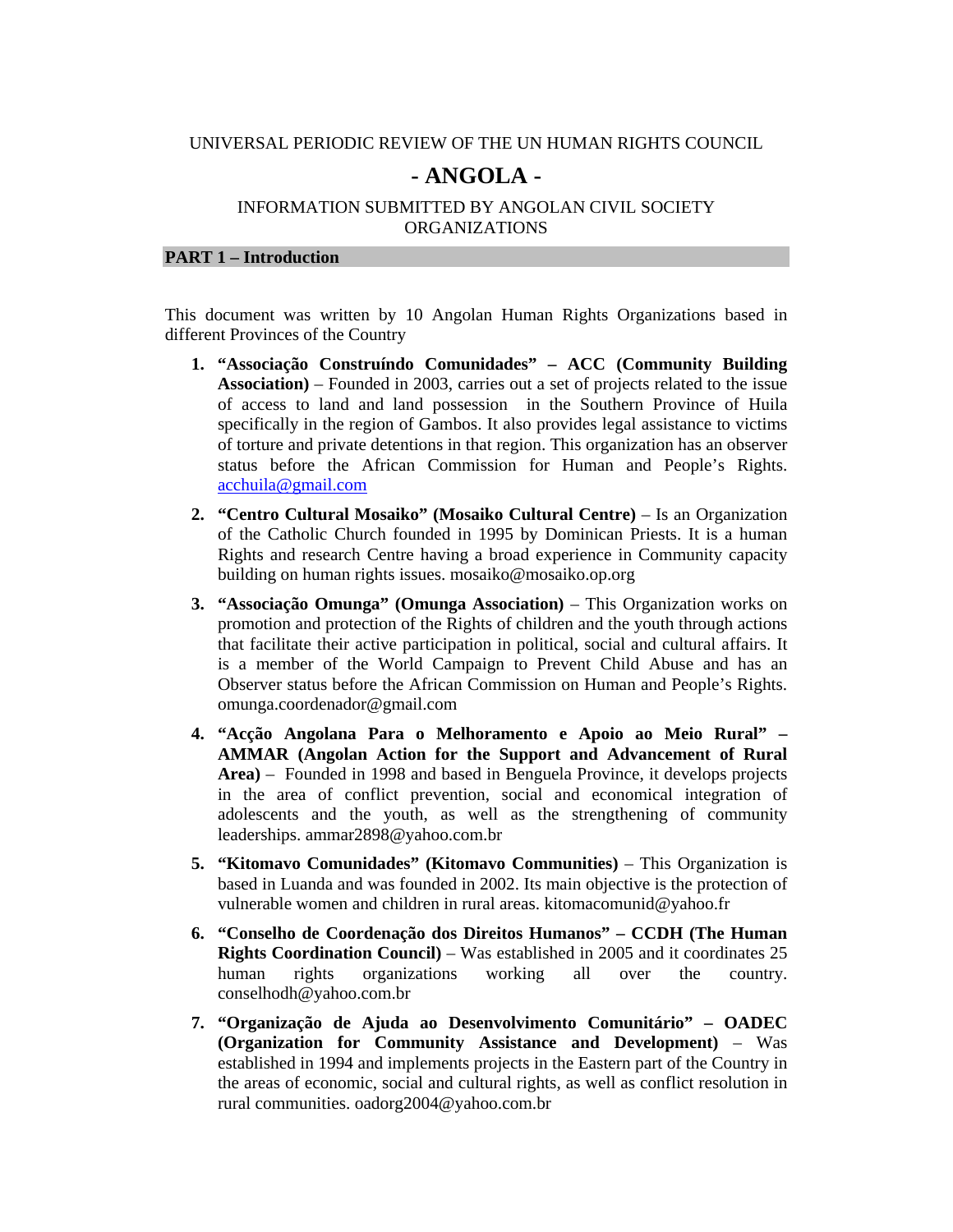UNIVERSAL PERIODIC REVIEW OF THE UN HUMAN RIGHTS COUNCIL

# - ANGOLA -

INFORMATION SUBMITTED BY ANGOLAN CIVIL SOCIETY ORGANIZATIONS

## PART 1 – Introduction

This document was written by 10 Angolan Human Rights Organizations based in different Provinces of the Country

1. **"Associação Construíndo Comunidades" – ACC (Community Building Association)** – Founded in 2003, carries out a set of projects related to the issue of access to land and land possession in the Southern Province of Huila specifically in the region of Gambos. It also provides legal assistance to victims of torture and private detentions in that region. This organization has an observer status before the African Commission for Human and People's Rights. acchuila@gmail.com

2. **"Centro Cultural Mosaiko" (Mosaiko Cultural Centre)** – Is an Organization of the Catholic Church founded in 1995 by Dominican Priests. It is a human Rights and research Centre having a broad experience in Community capacity building on human rights issues. mosaiko@mosaiko.op.org

3. **"Associação Omunga" (Omunga Association)** – This Organization works on promotion and protection of the Rights of children and the youth through actions that facilitate their active participation in political, social and cultural affairs. It is a member of the World Campaign to Prevent Child Abuse and has an Observer status before the African Commission on Human and People's Rights. omunga.coordenador@gmail.com

4. **"Acção Angolana Para o Melhoramento e Apoio ao Meio Rural" – AMMAR (Angolan Action for the Support and Advancement of Rural Area)** – Founded in 1998 and based in Benguela Province, it develops projects in the area of conflict prevention, social and economical integration of adolescents and the youth, as well as the strengthening of community leaderships. ammar2898@yahoo.com.br

5. **"Kitomavo Comunidades" (Kitomavo Communities)** – This Organization is based in Luanda and was founded in 2002. Its main objective is the protection of vulnerable women and children in rural areas. kitomacomunid@yahoo.fr

6. **"Conselho de Coordenação dos Direitos Humanos" – CCDH (The Human Rights Coordination Council)** – Was established in 2005 and it coordinates 25 human rights organizations working all over the country. conselhodh@yahoo.com.br

7. **"Organização de Ajuda ao Desenvolvimento Comunitário" – OADEC (Organization for Community Assistance and Development)** – Was established in 1994 and implements projects in the Eastern part of the Country in the areas of economic, social and cultural rights, as well as conflict resolution in rural communities. oadorg2004@yahoo.com.br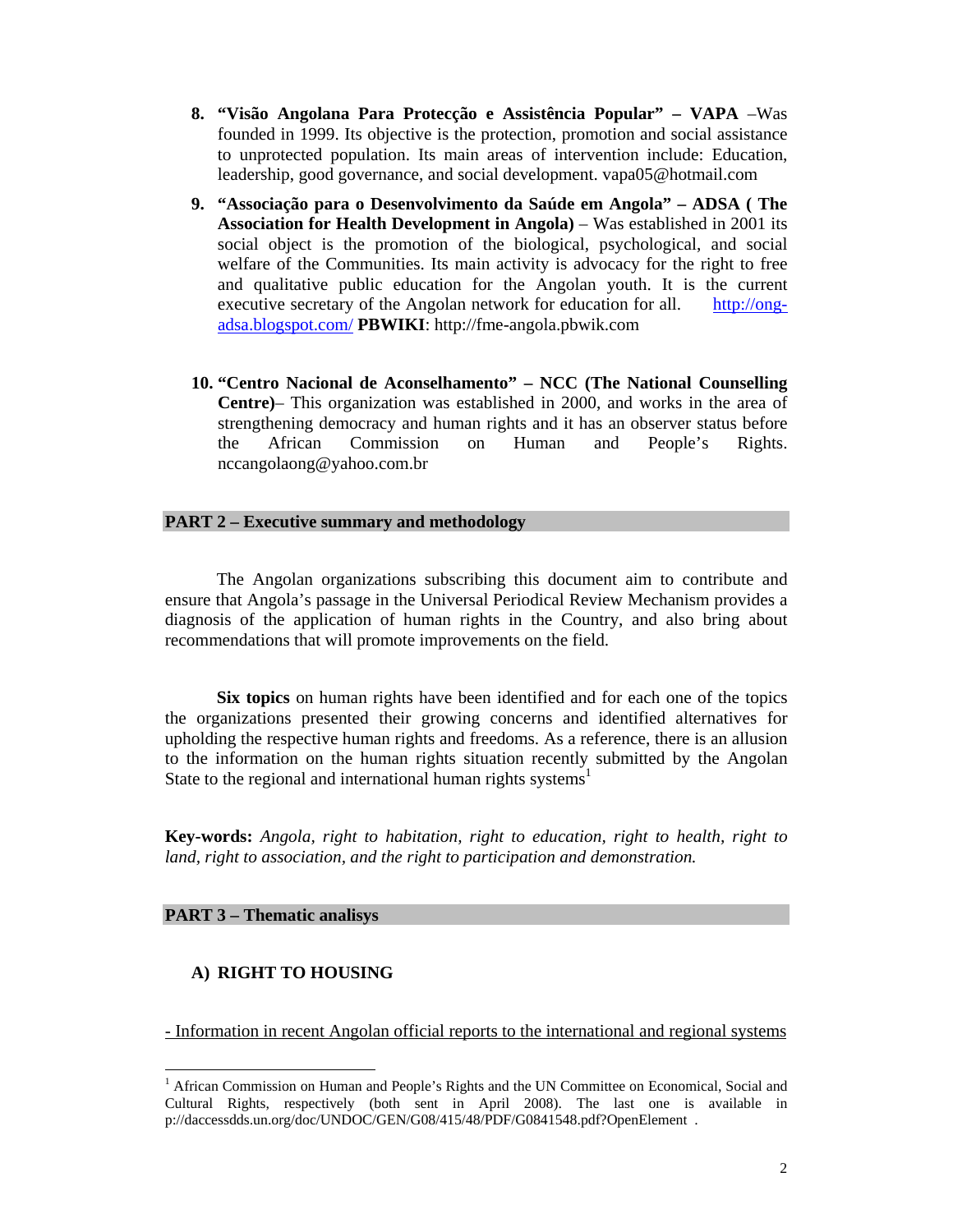8. **"Visão Angolana Para Protecção e Assistência Popular" – VAPA** –Was founded in 1999. Its objective is the protection, promotion and social assistance to unprotected population. Its main areas of intervention include: Education, leadership, good governance, and social development. vapa05@hotmail.com

9. **"Associação para o Desenvolvimento da Saúde em Angola" – ADSA ( The Association for Health Development in Angola)** – Was established in 2001 its social object is the promotion of the biological, psychological, and social welfare of the Communities. Its main activity is advocacy for the right to free and qualitative public education for the Angolan youth. It is the current executive secretary of the Angolan network for education for all. http://ong-adsa.blogspot.com/ **PBWIKI**: http://fme-angola.pbwik.com

10. **"Centro Nacional de Aconselhamento" – NCC (The National Counselling Centre)**– This organization was established in 2000, and works in the area of strengthening democracy and human rights and it has an observer status before the African Commission on Human and People's Rights. nccangolaong@yahoo.com.br

## PART 2 – Executive summary and methodology

The Angolan organizations subscribing this document aim to contribute and ensure that Angola's passage in the Universal Periodical Review Mechanism provides a diagnosis of the application of human rights in the Country, and also bring about recommendations that will promote improvements on the field.

**Six topics** on human rights have been identified and for each one of the topics the organizations presented their growing concerns and identified alternatives for upholding the respective human rights and freedoms. As a reference, there is an allusion to the information on the human rights situation recently submitted by the Angolan State to the regional and international human rights systems[1]

**Key-words:** *Angola, right to habitation, right to education, right to health, right to land, right to association, and the right to participation and demonstration.*

## PART 3 – Thematic analisys

### A) RIGHT TO HOUSING

- Information in recent Angolan official reports to the international and regional systems

[1] African Commission on Human and People's Rights and the UN Committee on Economical, Social and Cultural Rights, respectively (both sent in April 2008). The last one is available in p://daccessdds.un.org/doc/UNDOC/GEN/G08/415/48/PDF/G0841548.pdf?OpenElement .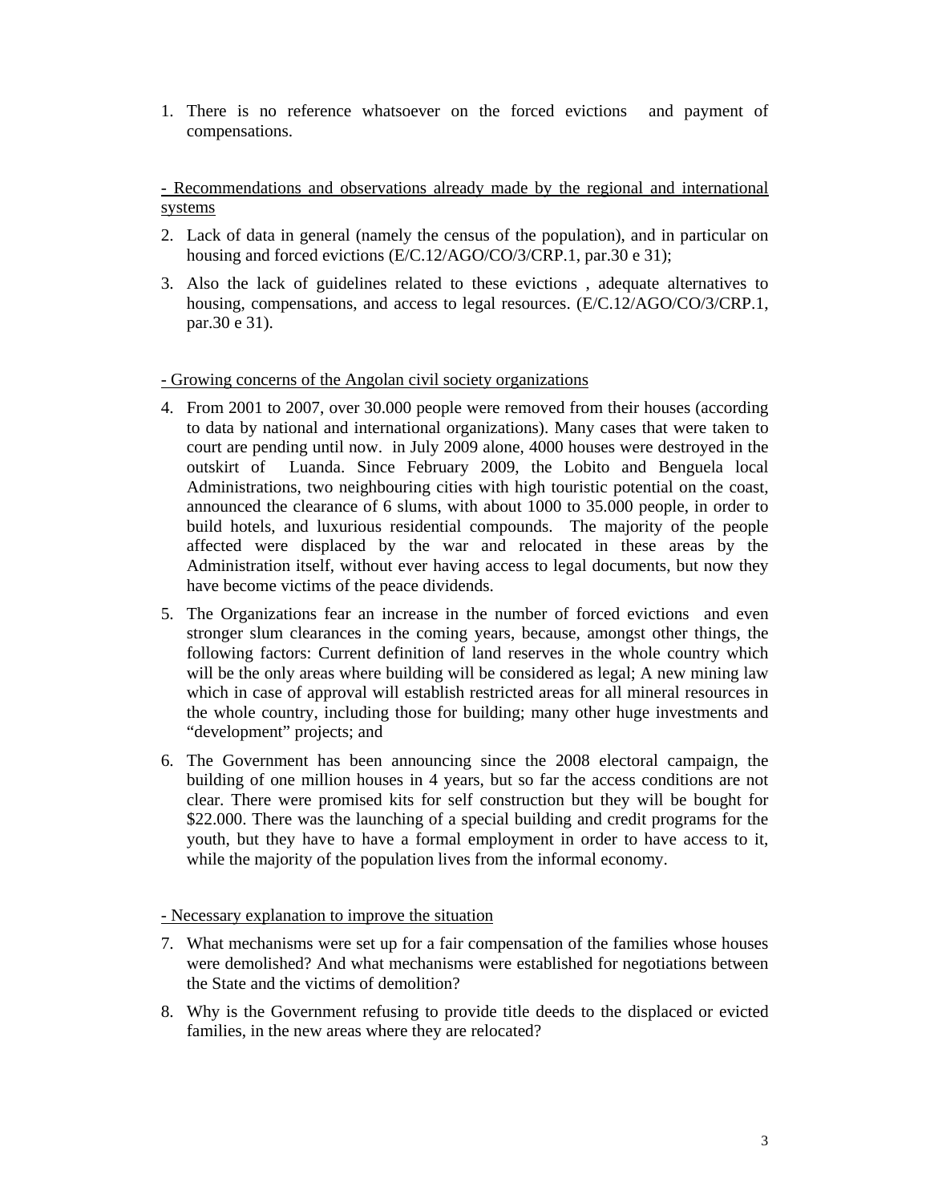1. There is no reference whatsoever on the forced evictions and payment of compensations.

<u>- Recommendations and observations already made by the regional and international systems</u>

2. Lack of data in general (namely the census of the population), and in particular on housing and forced evictions (E/C.12/AGO/CO/3/CRP.1, par.30 e 31);
3. Also the lack of guidelines related to these evictions , adequate alternatives to housing, compensations, and access to legal resources. (E/C.12/AGO/CO/3/CRP.1, par.30 e 31).

<u>- Growing concerns of the Angolan civil society organizations</u>

4. From 2001 to 2007, over 30.000 people were removed from their houses (according to data by national and international organizations). Many cases that were taken to court are pending until now. in July 2009 alone, 4000 houses were destroyed in the outskirt of Luanda. Since February 2009, the Lobito and Benguela local Administrations, two neighbouring cities with high touristic potential on the coast, announced the clearance of 6 slums, with about 1000 to 35.000 people, in order to build hotels, and luxurious residential compounds. The majority of the people affected were displaced by the war and relocated in these areas by the Administration itself, without ever having access to legal documents, but now they have become victims of the peace dividends.
5. The Organizations fear an increase in the number of forced evictions and even stronger slum clearances in the coming years, because, amongst other things, the following factors: Current definition of land reserves in the whole country which will be the only areas where building will be considered as legal; A new mining law which in case of approval will establish restricted areas for all mineral resources in the whole country, including those for building; many other huge investments and “development” projects; and
6. The Government has been announcing since the 2008 electoral campaign, the building of one million houses in 4 years, but so far the access conditions are not clear. There were promised kits for self construction but they will be bought for \$22.000. There was the launching of a special building and credit programs for the youth, but they have to have a formal employment in order to have access to it, while the majority of the population lives from the informal economy.

<u>- Necessary explanation to improve the situation</u>

7. What mechanisms were set up for a fair compensation of the families whose houses were demolished? And what mechanisms were established for negotiations between the State and the victims of demolition?
8. Why is the Government refusing to provide title deeds to the displaced or evicted families, in the new areas where they are relocated?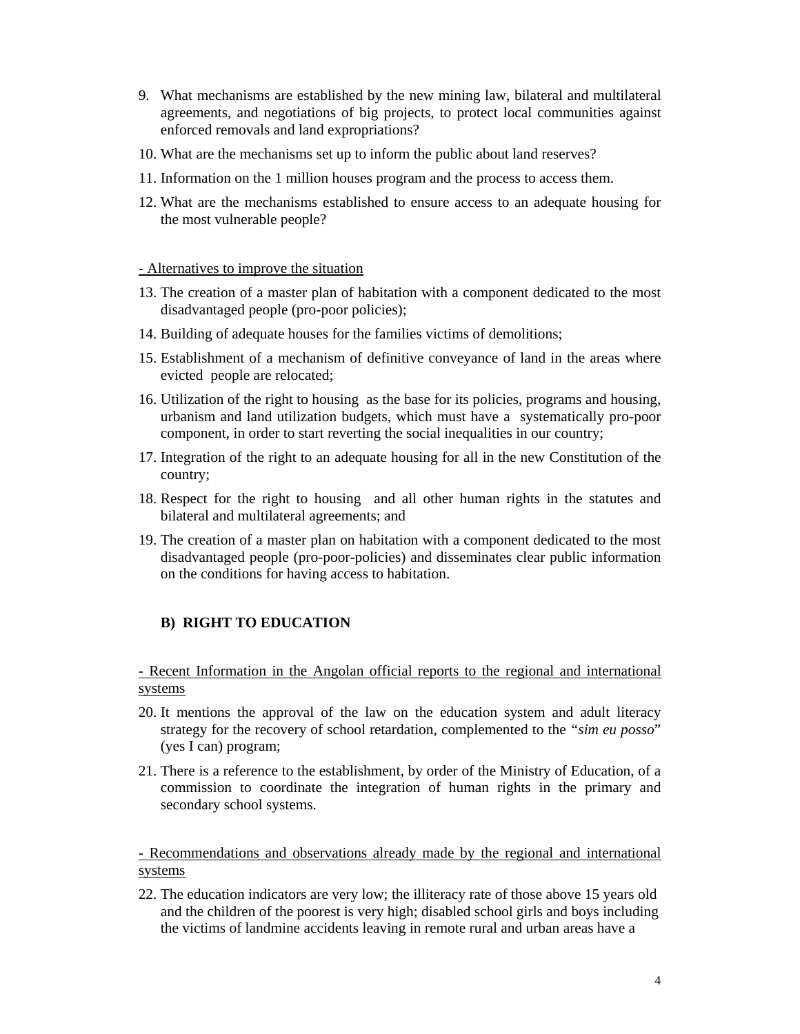9. What mechanisms are established by the new mining law, bilateral and multilateral agreements, and negotiations of big projects, to protect local communities against enforced removals and land expropriations?
10. What are the mechanisms set up to inform the public about land reserves?
11. Information on the 1 million houses program and the process to access them.
12. What are the mechanisms established to ensure access to an adequate housing for the most vulnerable people?

<u>- Alternatives to improve the situation</u>

13. The creation of a master plan of habitation with a component dedicated to the most disadvantaged people (pro-poor policies);
14. Building of adequate houses for the families victims of demolitions;
15. Establishment of a mechanism of definitive conveyance of land in the areas where evicted people are relocated;
16. Utilization of the right to housing as the base for its policies, programs and housing, urbanism and land utilization budgets, which must have a systematically pro-poor component, in order to start reverting the social inequalities in our country;
17. Integration of the right to an adequate housing for all in the new Constitution of the country;
18. Respect for the right to housing and all other human rights in the statutes and bilateral and multilateral agreements; and
19. The creation of a master plan on habitation with a component dedicated to the most disadvantaged people (pro-poor-policies) and disseminates clear public information on the conditions for having access to habitation.

### B) RIGHT TO EDUCATION

<u>- Recent Information in the Angolan official reports to the regional and international systems</u>

20. It mentions the approval of the law on the education system and adult literacy strategy for the recovery of school retardation, complemented to the *"sim eu posso"* (yes I can) program;
21. There is a reference to the establishment, by order of the Ministry of Education, of a commission to coordinate the integration of human rights in the primary and secondary school systems.

<u>- Recommendations and observations already made by the regional and international systems</u>

22. The education indicators are very low; the illiteracy rate of those above 15 years old and the children of the poorest is very high; disabled school girls and boys including the victims of landmine accidents leaving in remote rural and urban areas have a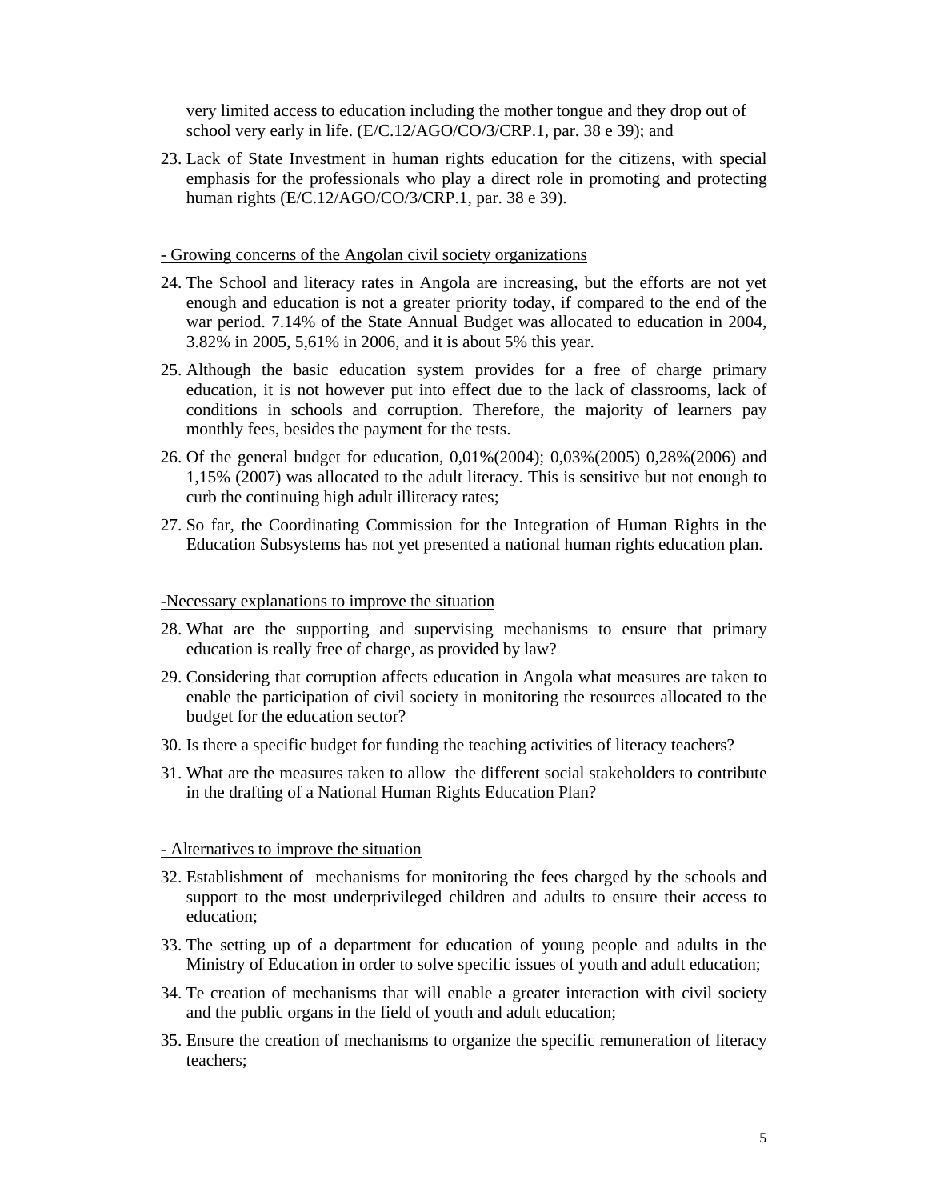very limited access to education including the mother tongue and they drop out of school very early in life. (E/C.12/AGO/CO/3/CRP.1, par. 38 e 39); and

23. Lack of State Investment in human rights education for the citizens, with special emphasis for the professionals who play a direct role in promoting and protecting human rights (E/C.12/AGO/CO/3/CRP.1, par. 38 e 39).

<u>- Growing concerns of the Angolan civil society organizations</u>

24. The School and literacy rates in Angola are increasing, but the efforts are not yet enough and education is not a greater priority today, if compared to the end of the war period. 7.14% of the State Annual Budget was allocated to education in 2004, 3.82% in 2005, 5,61% in 2006, and it is about 5% this year.
25. Although the basic education system provides for a free of charge primary education, it is not however put into effect due to the lack of classrooms, lack of conditions in schools and corruption. Therefore, the majority of learners pay monthly fees, besides the payment for the tests.
26. Of the general budget for education, 0,01%(2004); 0,03%(2005) 0,28%(2006) and 1,15% (2007) was allocated to the adult literacy. This is sensitive but not enough to curb the continuing high adult illiteracy rates;
27. So far, the Coordinating Commission for the Integration of Human Rights in the Education Subsystems has not yet presented a national human rights education plan.

<u>-Necessary explanations to improve the situation</u>

28. What are the supporting and supervising mechanisms to ensure that primary education is really free of charge, as provided by law?
29. Considering that corruption affects education in Angola what measures are taken to enable the participation of civil society in monitoring the resources allocated to the budget for the education sector?
30. Is there a specific budget for funding the teaching activities of literacy teachers?
31. What are the measures taken to allow the different social stakeholders to contribute in the drafting of a National Human Rights Education Plan?

<u>- Alternatives to improve the situation</u>

32. Establishment of mechanisms for monitoring the fees charged by the schools and support to the most underprivileged children and adults to ensure their access to education;
33. The setting up of a department for education of young people and adults in the Ministry of Education in order to solve specific issues of youth and adult education;
34. Te creation of mechanisms that will enable a greater interaction with civil society and the public organs in the field of youth and adult education;
35. Ensure the creation of mechanisms to organize the specific remuneration of literacy teachers;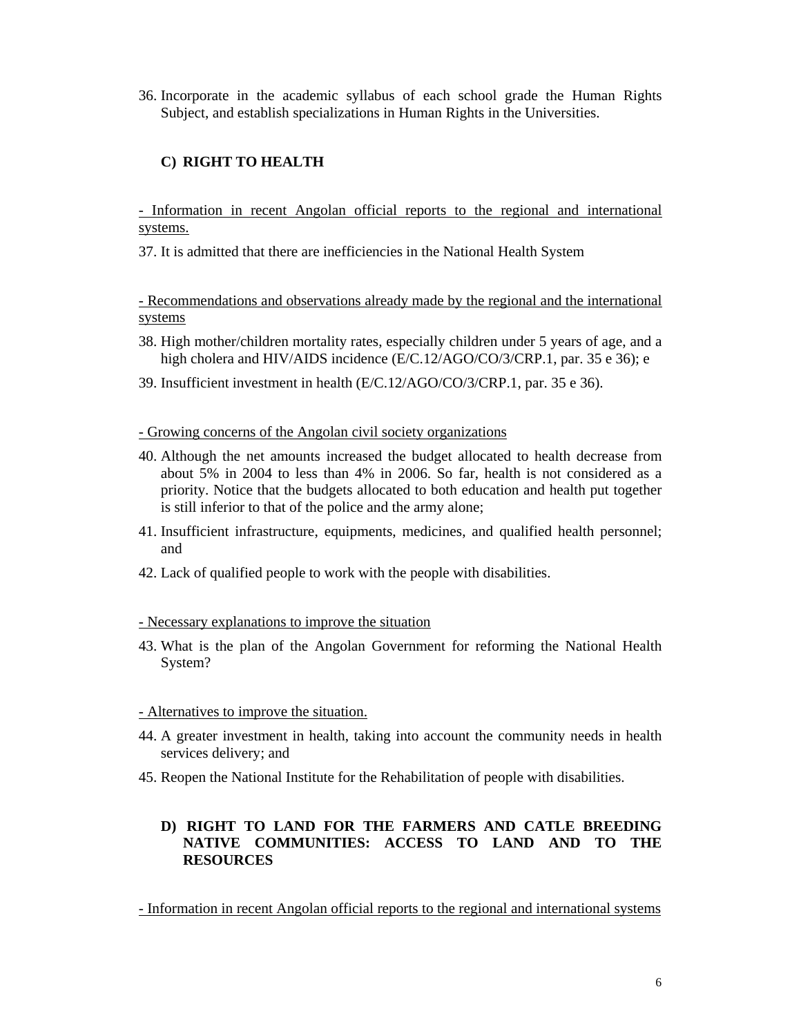36. Incorporate in the academic syllabus of each school grade the Human Rights Subject, and establish specializations in Human Rights in the Universities.

## C) RIGHT TO HEALTH

- Information in recent Angolan official reports to the regional and international systems.

37. It is admitted that there are inefficiencies in the National Health System

- Recommendations and observations already made by the regional and the international systems

38. High mother/children mortality rates, especially children under 5 years of age, and a high cholera and HIV/AIDS incidence (E/C.12/AGO/CO/3/CRP.1, par. 35 e 36); e
39. Insufficient investment in health (E/C.12/AGO/CO/3/CRP.1, par. 35 e 36).

- Growing concerns of the Angolan civil society organizations

40. Although the net amounts increased the budget allocated to health decrease from about 5% in 2004 to less than 4% in 2006. So far, health is not considered as a priority. Notice that the budgets allocated to both education and health put together is still inferior to that of the police and the army alone;
41. Insufficient infrastructure, equipments, medicines, and qualified health personnel; and
42. Lack of qualified people to work with the people with disabilities.

- Necessary explanations to improve the situation

43. What is the plan of the Angolan Government for reforming the National Health System?

- Alternatives to improve the situation.

44. A greater investment in health, taking into account the community needs in health services delivery; and
45. Reopen the National Institute for the Rehabilitation of people with disabilities.

## D) RIGHT TO LAND FOR THE FARMERS AND CATLE BREEDING NATIVE COMMUNITIES: ACCESS TO LAND AND TO THE RESOURCES

- Information in recent Angolan official reports to the regional and international systems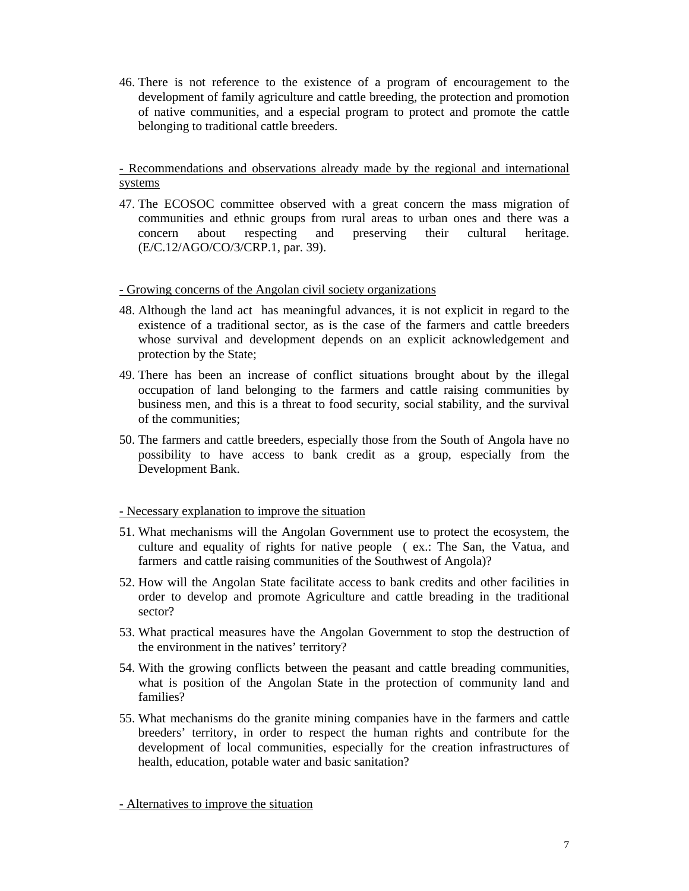46. There is not reference to the existence of a program of encouragement to the development of family agriculture and cattle breeding, the protection and promotion of native communities, and a especial program to protect and promote the cattle belonging to traditional cattle breeders.

<u>- Recommendations and observations already made by the regional and international systems</u>

47. The ECOSOC committee observed with a great concern the mass migration of communities and ethnic groups from rural areas to urban ones and there was a concern about respecting and preserving their cultural heritage. (E/C.12/AGO/CO/3/CRP.1, par. 39).

<u>- Growing concerns of the Angolan civil society organizations</u>

48. Although the land act has meaningful advances, it is not explicit in regard to the existence of a traditional sector, as is the case of the farmers and cattle breeders whose survival and development depends on an explicit acknowledgement and protection by the State;

49. There has been an increase of conflict situations brought about by the illegal occupation of land belonging to the farmers and cattle raising communities by business men, and this is a threat to food security, social stability, and the survival of the communities;

50. The farmers and cattle breeders, especially those from the South of Angola have no possibility to have access to bank credit as a group, especially from the Development Bank.

<u>- Necessary explanation to improve the situation</u>

51. What mechanisms will the Angolan Government use to protect the ecosystem, the culture and equality of rights for native people ( ex.: The San, the Vatua, and farmers and cattle raising communities of the Southwest of Angola)?

52. How will the Angolan State facilitate access to bank credits and other facilities in order to develop and promote Agriculture and cattle breading in the traditional sector?

53. What practical measures have the Angolan Government to stop the destruction of the environment in the natives' territory?

54. With the growing conflicts between the peasant and cattle breading communities, what is position of the Angolan State in the protection of community land and families?

55. What mechanisms do the granite mining companies have in the farmers and cattle breeders' territory, in order to respect the human rights and contribute for the development of local communities, especially for the creation infrastructures of health, education, potable water and basic sanitation?

<u>- Alternatives to improve the situation</u>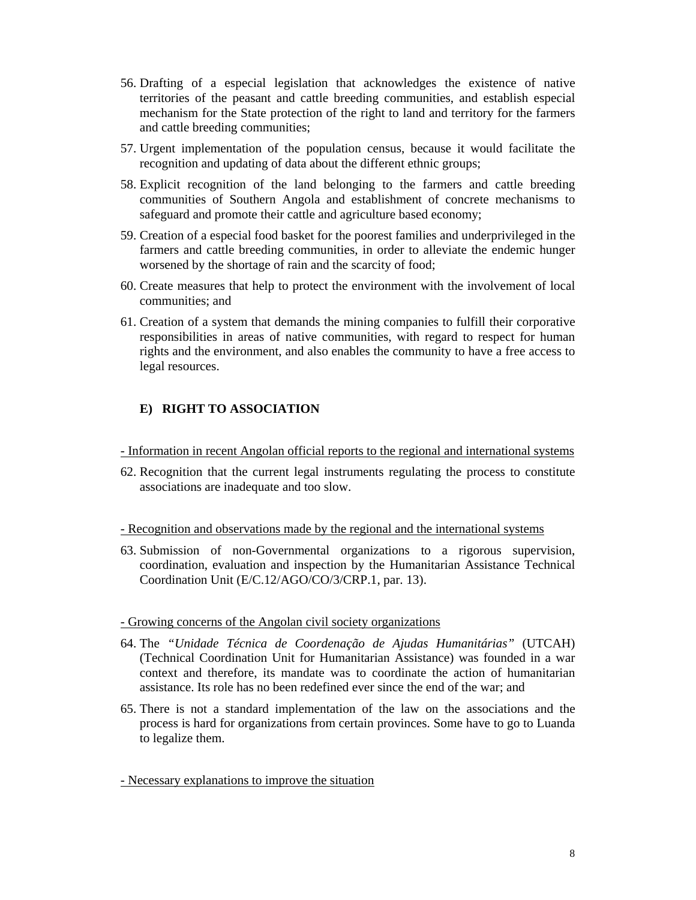56. Drafting of a especial legislation that acknowledges the existence of native territories of the peasant and cattle breeding communities, and establish especial mechanism for the State protection of the right to land and territory for the farmers and cattle breeding communities;

57. Urgent implementation of the population census, because it would facilitate the recognition and updating of data about the different ethnic groups;

58. Explicit recognition of the land belonging to the farmers and cattle breeding communities of Southern Angola and establishment of concrete mechanisms to safeguard and promote their cattle and agriculture based economy;

59. Creation of a especial food basket for the poorest families and underprivileged in the farmers and cattle breeding communities, in order to alleviate the endemic hunger worsened by the shortage of rain and the scarcity of food;

60. Create measures that help to protect the environment with the involvement of local communities; and

61. Creation of a system that demands the mining companies to fulfill their corporative responsibilities in areas of native communities, with regard to respect for human rights and the environment, and also enables the community to have a free access to legal resources.

### E) RIGHT TO ASSOCIATION

<u>- Information in recent Angolan official reports to the regional and international systems</u>

62. Recognition that the current legal instruments regulating the process to constitute associations are inadequate and too slow.

<u>- Recognition and observations made by the regional and the international systems</u>

63. Submission of non-Governmental organizations to a rigorous supervision, coordination, evaluation and inspection by the Humanitarian Assistance Technical Coordination Unit (E/C.12/AGO/CO/3/CRP.1, par. 13).

<u>- Growing concerns of the Angolan civil society organizations</u>

64. The *"Unidade Técnica de Coordenação de Ajudas Humanitárias"* (UTCAH) (Technical Coordination Unit for Humanitarian Assistance) was founded in a war context and therefore, its mandate was to coordinate the action of humanitarian assistance. Its role has no been redefined ever since the end of the war; and

65. There is not a standard implementation of the law on the associations and the process is hard for organizations from certain provinces. Some have to go to Luanda to legalize them.

<u>- Necessary explanations to improve the situation</u>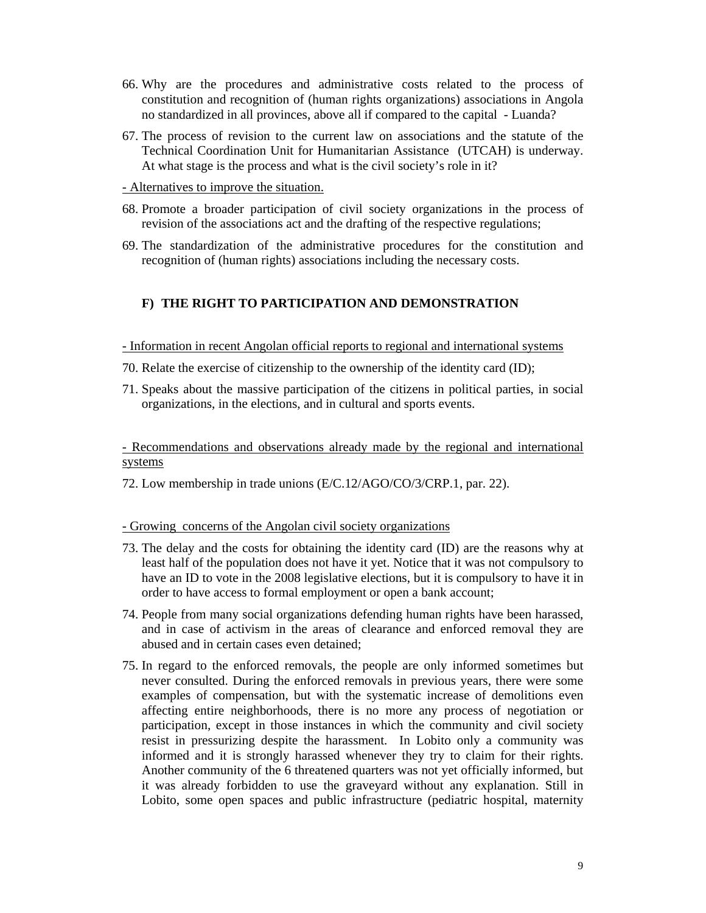66. Why are the procedures and administrative costs related to the process of constitution and recognition of (human rights organizations) associations in Angola no standardized in all provinces, above all if compared to the capital - Luanda?

67. The process of revision to the current law on associations and the statute of the Technical Coordination Unit for Humanitarian Assistance (UTCAH) is underway. At what stage is the process and what is the civil society's role in it?

<u>- Alternatives to improve the situation.</u>

68. Promote a broader participation of civil society organizations in the process of revision of the associations act and the drafting of the respective regulations;

69. The standardization of the administrative procedures for the constitution and recognition of (human rights) associations including the necessary costs.

### F) THE RIGHT TO PARTICIPATION AND DEMONSTRATION

<u>- Information in recent Angolan official reports to regional and international systems</u>

70. Relate the exercise of citizenship to the ownership of the identity card (ID);

71. Speaks about the massive participation of the citizens in political parties, in social organizations, in the elections, and in cultural and sports events.

<u>- Recommendations and observations already made by the regional and international systems</u>

72. Low membership in trade unions (E/C.12/AGO/CO/3/CRP.1, par. 22).

<u>- Growing concerns of the Angolan civil society organizations</u>

73. The delay and the costs for obtaining the identity card (ID) are the reasons why at least half of the population does not have it yet. Notice that it was not compulsory to have an ID to vote in the 2008 legislative elections, but it is compulsory to have it in order to have access to formal employment or open a bank account;

74. People from many social organizations defending human rights have been harassed, and in case of activism in the areas of clearance and enforced removal they are abused and in certain cases even detained;

75. In regard to the enforced removals, the people are only informed sometimes but never consulted. During the enforced removals in previous years, there were some examples of compensation, but with the systematic increase of demolitions even affecting entire neighborhoods, there is no more any process of negotiation or participation, except in those instances in which the community and civil society resist in pressurizing despite the harassment. In Lobito only a community was informed and it is strongly harassed whenever they try to claim for their rights. Another community of the 6 threatened quarters was not yet officially informed, but it was already forbidden to use the graveyard without any explanation. Still in Lobito, some open spaces and public infrastructure (pediatric hospital, maternity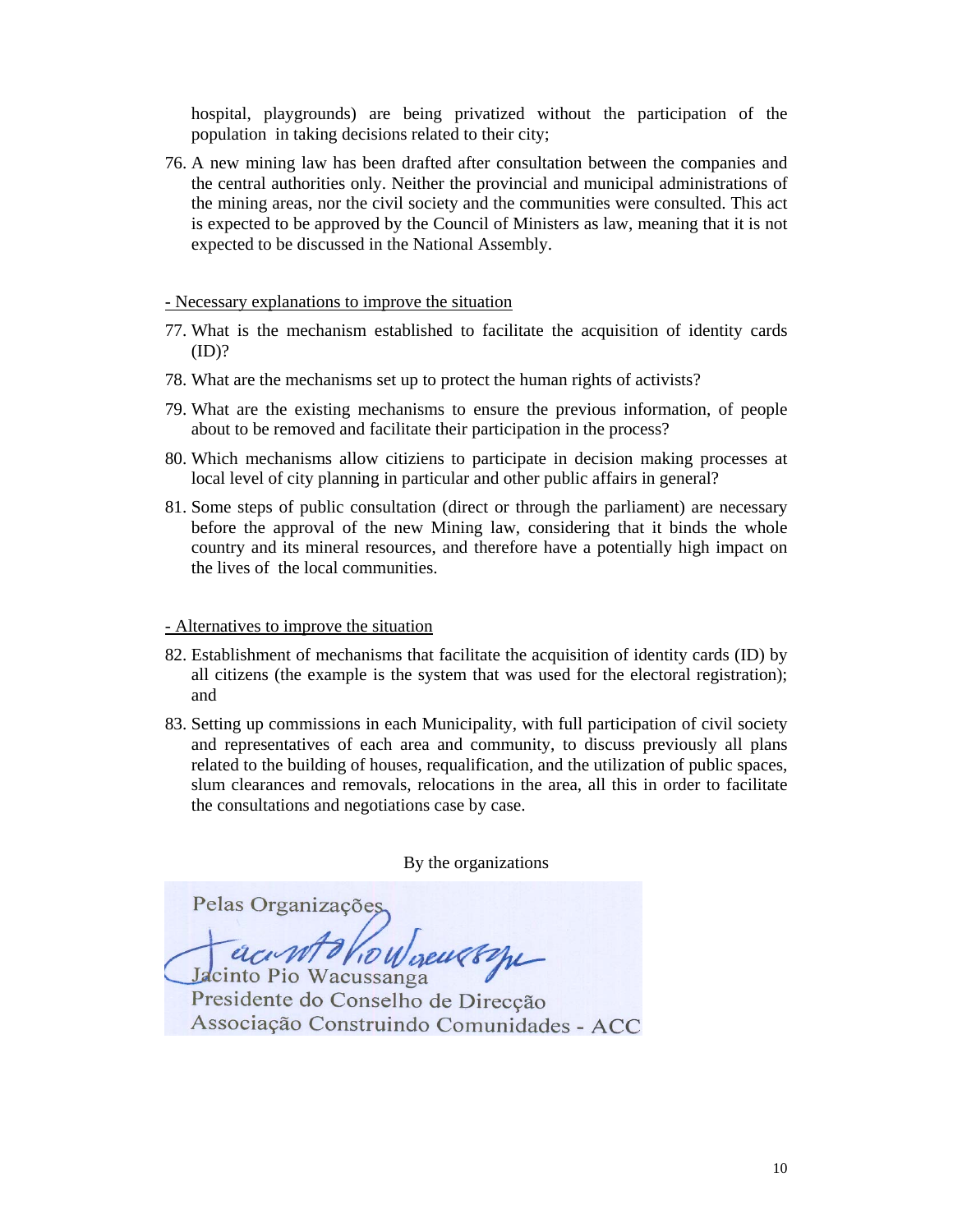hospital, playgrounds) are being privatized without the participation of the population in taking decisions related to their city;

76. A new mining law has been drafted after consultation between the companies and the central authorities only. Neither the provincial and municipal administrations of the mining areas, nor the civil society and the communities were consulted. This act is expected to be approved by the Council of Ministers as law, meaning that it is not expected to be discussed in the National Assembly.

<u>- Necessary explanations to improve the situation</u>

77. What is the mechanism established to facilitate the acquisition of identity cards (ID)?
78. What are the mechanisms set up to protect the human rights of activists?
79. What are the existing mechanisms to ensure the previous information, of people about to be removed and facilitate their participation in the process?
80. Which mechanisms allow citiziens to participate in decision making processes at local level of city planning in particular and other public affairs in general?
81. Some steps of public consultation (direct or through the parliament) are necessary before the approval of the new Mining law, considering that it binds the whole country and its mineral resources, and therefore have a potentially high impact on the lives of the local communities.

<u>- Alternatives to improve the situation</u>

82. Establishment of mechanisms that facilitate the acquisition of identity cards (ID) by all citizens (the example is the system that was used for the electoral registration); and
83. Setting up commissions in each Municipality, with full participation of civil society and representatives of each area and community, to discuss previously all plans related to the building of houses, requalification, and the utilization of public spaces, slum clearances and removals, relocations in the area, all this in order to facilitate the consultations and negotiations case by case.

By the organizations

Pelas Organizações

Jacinto Pio Wacussanga

Presidente do Conselho de Direcção

Associação Construindo Comunidades - ACC